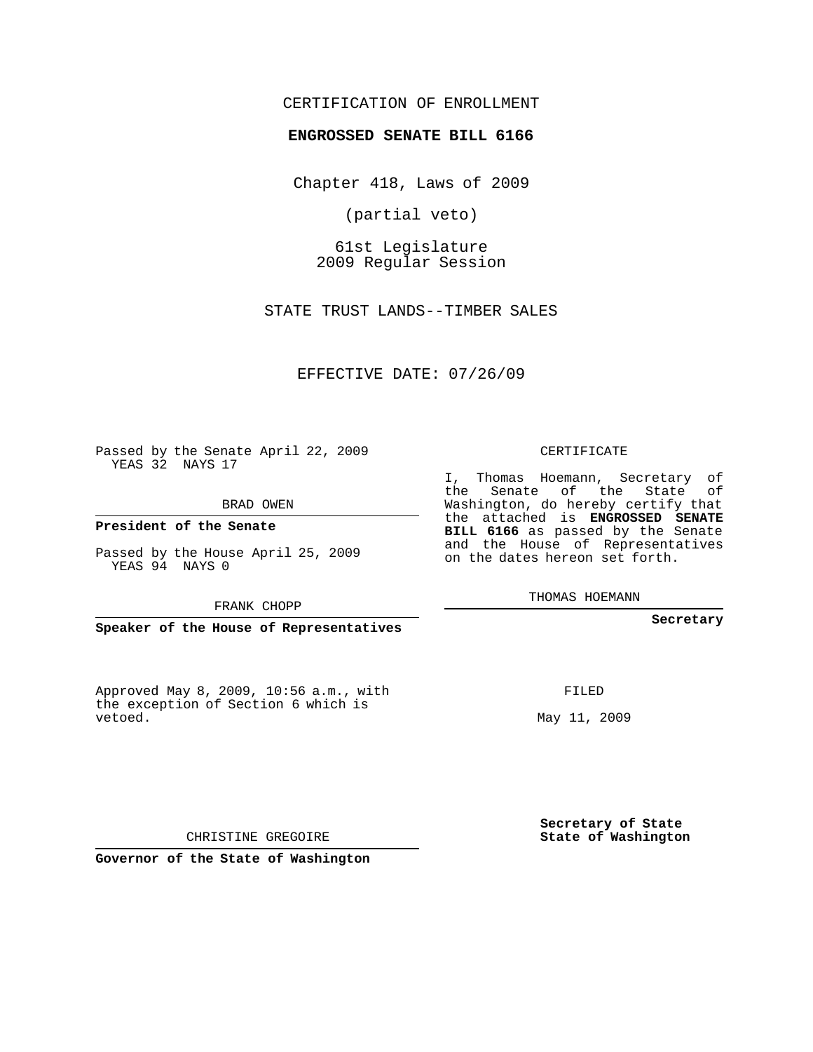CERTIFICATION OF ENROLLMENT

**ENGROSSED SENATE BILL 6166**

Chapter 418, Laws of 2009

(partial veto)

61st Legislature
2009 Regular Session

STATE TRUST LANDS--TIMBER SALES

EFFECTIVE DATE: 07/26/09

Passed by the Senate April 22, 2009
YEAS 32 NAYS 17

BRAD OWEN

**President of the Senate**

Passed by the House April 25, 2009
YEAS 94 NAYS 0

FRANK CHOPP

**Speaker of the House of Representatives**

Approved May 8, 2009, 10:56 a.m., with the exception of Section 6 which is vetoed.

CHRISTINE GREGOIRE

**Governor of the State of Washington**

CERTIFICATE

I, Thomas Hoemann, Secretary of the Senate of the State of Washington, do hereby certify that the attached is **ENGROSSED SENATE BILL 6166** as passed by the Senate and the House of Representatives on the dates hereon set forth.

THOMAS HOEMANN

**Secretary**

FILED

May 11, 2009

**Secretary of State**
**State of Washington**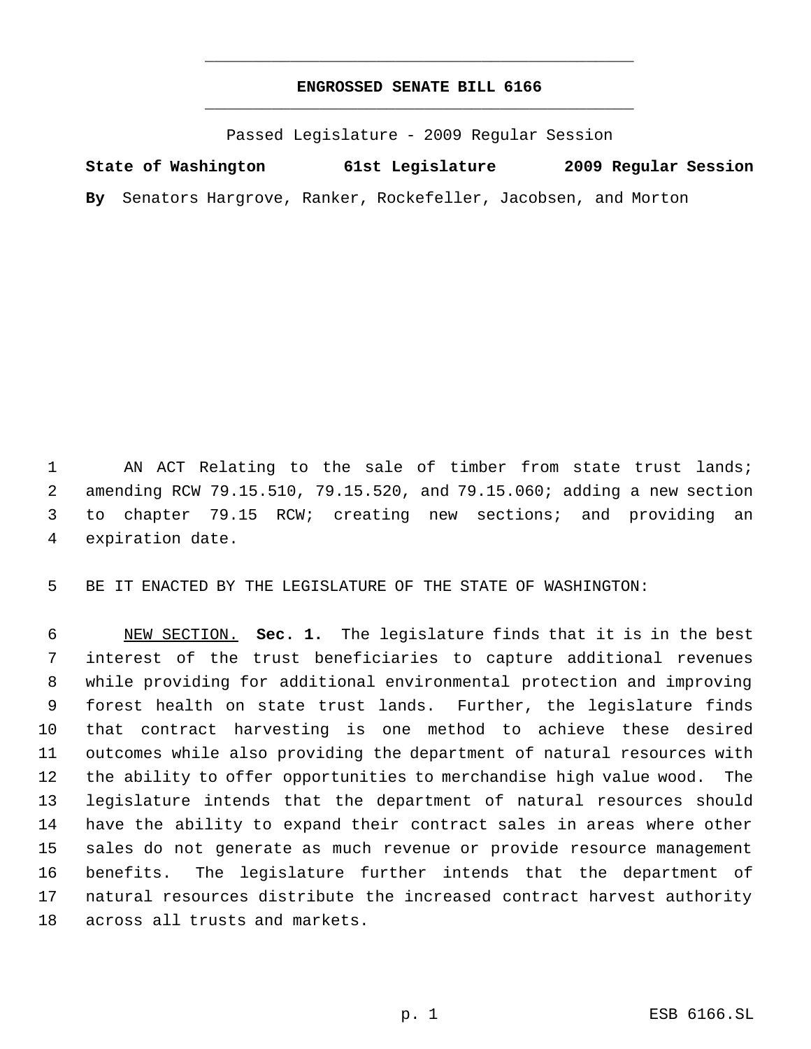# ENGROSSED SENATE BILL 6166

Passed Legislature - 2009 Regular Session

**State of Washington 61st Legislature 2009 Regular Session**

**By** Senators Hargrove, Ranker, Rockefeller, Jacobsen, and Morton

AN ACT Relating to the sale of timber from state trust lands; amending RCW 79.15.510, 79.15.520, and 79.15.060; adding a new section to chapter 79.15 RCW; creating new sections; and providing an expiration date.

BE IT ENACTED BY THE LEGISLATURE OF THE STATE OF WASHINGTON:

NEW SECTION. **Sec. 1.** The legislature finds that it is in the best interest of the trust beneficiaries to capture additional revenues while providing for additional environmental protection and improving forest health on state trust lands. Further, the legislature finds that contract harvesting is one method to achieve these desired outcomes while also providing the department of natural resources with the ability to offer opportunities to merchandise high value wood. The legislature intends that the department of natural resources should have the ability to expand their contract sales in areas where other sales do not generate as much revenue or provide resource management benefits. The legislature further intends that the department of natural resources distribute the increased contract harvest authority across all trusts and markets.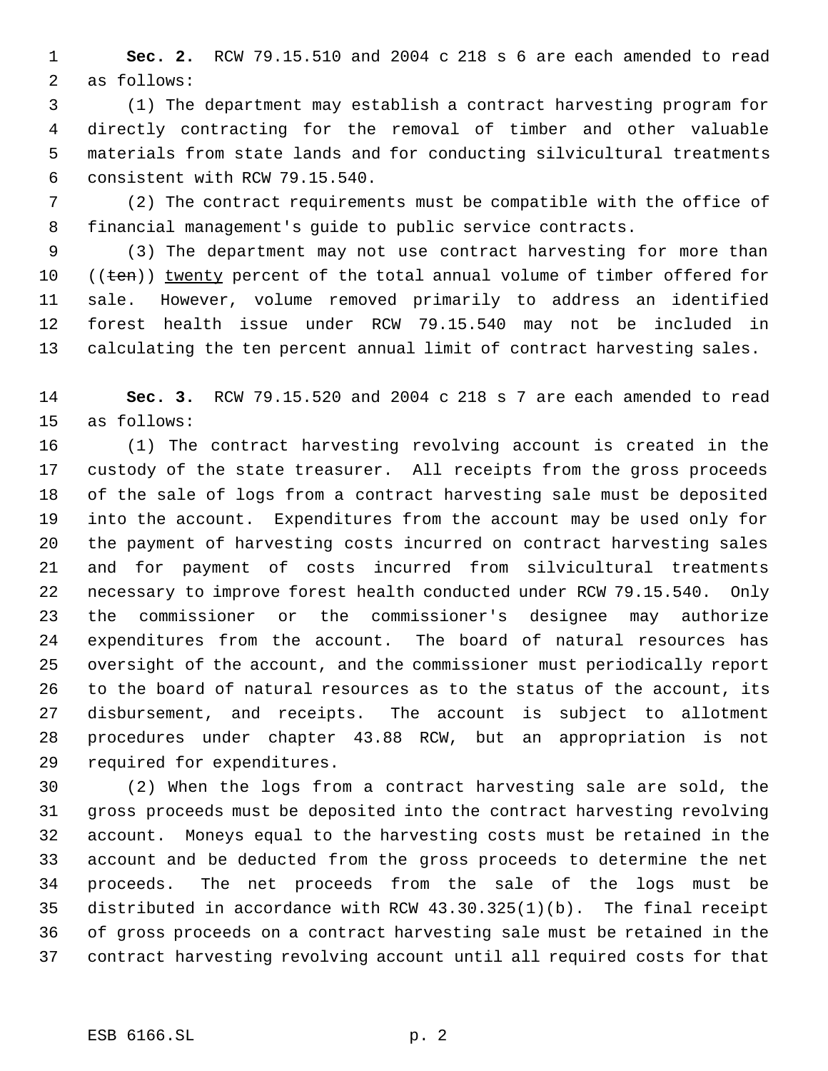**Sec. 2.** RCW 79.15.510 and 2004 c 218 s 6 are each amended to read as follows:

(1) The department may establish a contract harvesting program for directly contracting for the removal of timber and other valuable materials from state lands and for conducting silvicultural treatments consistent with RCW 79.15.540.

(2) The contract requirements must be compatible with the office of financial management's guide to public service contracts.

(3) The department may not use contract harvesting for more than ((~~ten~~)) <u>twenty</u> percent of the total annual volume of timber offered for sale. However, volume removed primarily to address an identified forest health issue under RCW 79.15.540 may not be included in calculating the ten percent annual limit of contract harvesting sales.

**Sec. 3.** RCW 79.15.520 and 2004 c 218 s 7 are each amended to read as follows:

(1) The contract harvesting revolving account is created in the custody of the state treasurer. All receipts from the gross proceeds of the sale of logs from a contract harvesting sale must be deposited into the account. Expenditures from the account may be used only for the payment of harvesting costs incurred on contract harvesting sales and for payment of costs incurred from silvicultural treatments necessary to improve forest health conducted under RCW 79.15.540. Only the commissioner or the commissioner's designee may authorize expenditures from the account. The board of natural resources has oversight of the account, and the commissioner must periodically report to the board of natural resources as to the status of the account, its disbursement, and receipts. The account is subject to allotment procedures under chapter 43.88 RCW, but an appropriation is not required for expenditures.

(2) When the logs from a contract harvesting sale are sold, the gross proceeds must be deposited into the contract harvesting revolving account. Moneys equal to the harvesting costs must be retained in the account and be deducted from the gross proceeds to determine the net proceeds. The net proceeds from the sale of the logs must be distributed in accordance with RCW 43.30.325(1)(b). The final receipt of gross proceeds on a contract harvesting sale must be retained in the contract harvesting revolving account until all required costs for that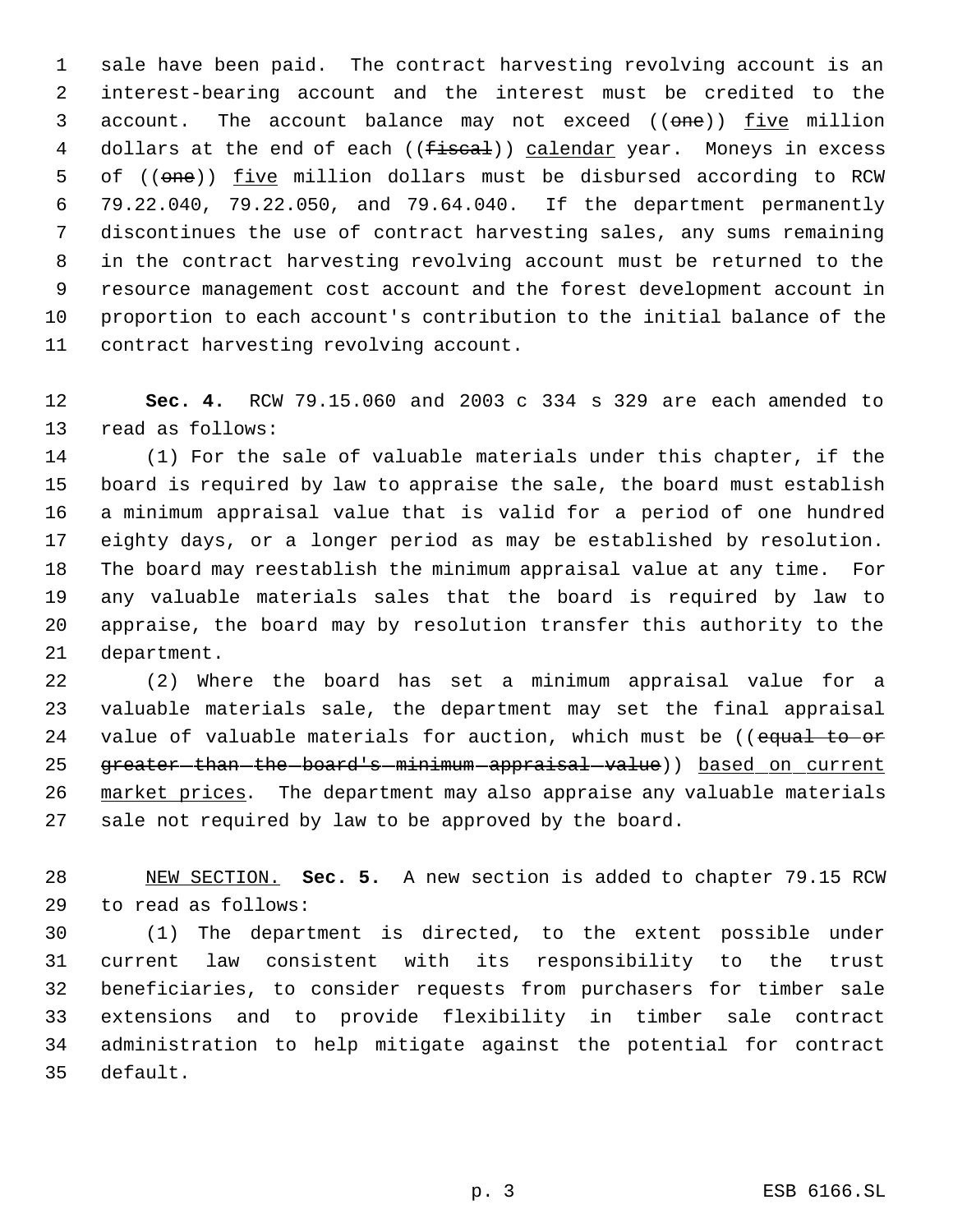sale have been paid. The contract harvesting revolving account is an interest-bearing account and the interest must be credited to the account. The account balance may not exceed ((~~one~~)) <u>five</u> million dollars at the end of each ((~~fiscal~~)) <u>calendar</u> year. Moneys in excess of ((~~one~~)) <u>five</u> million dollars must be disbursed according to RCW 79.22.040, 79.22.050, and 79.64.040. If the department permanently discontinues the use of contract harvesting sales, any sums remaining in the contract harvesting revolving account must be returned to the resource management cost account and the forest development account in proportion to each account's contribution to the initial balance of the contract harvesting revolving account.

**Sec. 4.** RCW 79.15.060 and 2003 c 334 s 329 are each amended to read as follows:

(1) For the sale of valuable materials under this chapter, if the board is required by law to appraise the sale, the board must establish a minimum appraisal value that is valid for a period of one hundred eighty days, or a longer period as may be established by resolution. The board may reestablish the minimum appraisal value at any time. For any valuable materials sales that the board is required by law to appraise, the board may by resolution transfer this authority to the department.

(2) Where the board has set a minimum appraisal value for a valuable materials sale, the department may set the final appraisal value of valuable materials for auction, which must be ((~~equal to or greater than the board's minimum appraisal value~~)) <u>based on current market prices</u>. The department may also appraise any valuable materials sale not required by law to be approved by the board.

<u>NEW SECTION.</u> **Sec. 5.** A new section is added to chapter 79.15 RCW to read as follows:

(1) The department is directed, to the extent possible under current law consistent with its responsibility to the trust beneficiaries, to consider requests from purchasers for timber sale extensions and to provide flexibility in timber sale contract administration to help mitigate against the potential for contract default.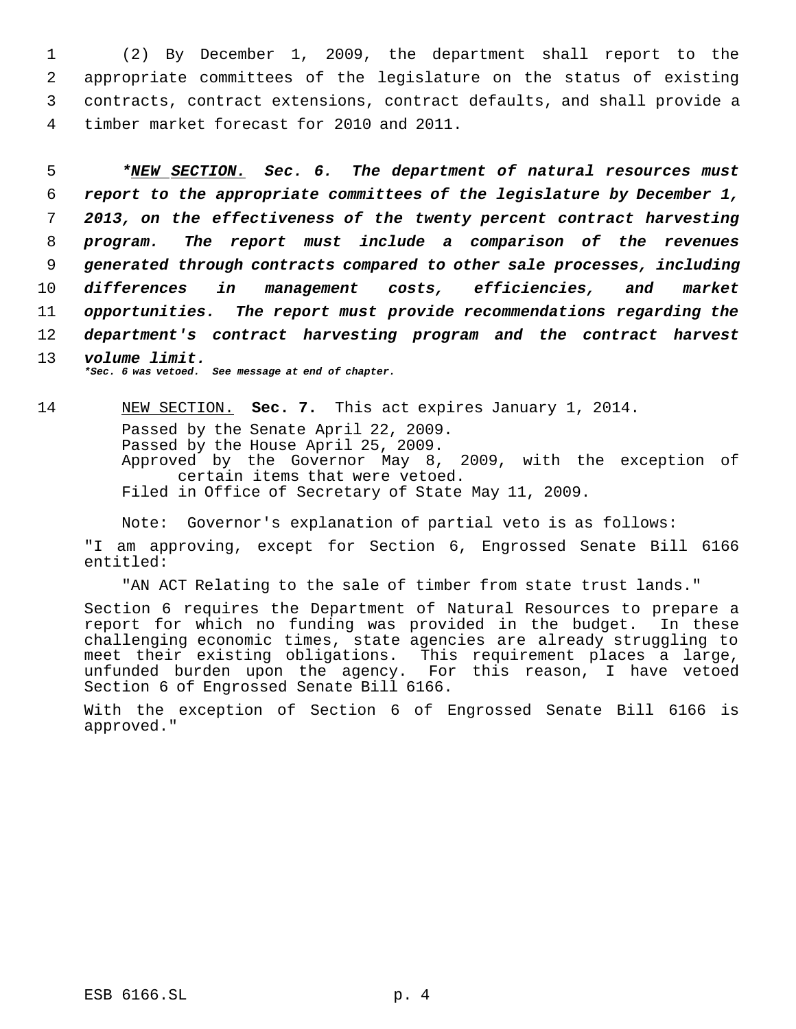(2) By December 1, 2009, the department shall report to the appropriate committees of the legislature on the status of existing contracts, contract extensions, contract defaults, and shall provide a timber market forecast for 2010 and 2011.

***NEW SECTION. Sec. 6. The department of natural resources must report to the appropriate committees of the legislature by December 1, 2013, on the effectiveness of the twenty percent contract harvesting program. The report must include a comparison of the revenues generated through contracts compared to other sale processes, including differences in management costs, efficiencies, and market opportunities. The report must provide recommendations regarding the department's contract harvesting program and the contract harvest volume limit.**

****Sec. 6 was vetoed. See message at end of chapter.***

NEW SECTION. **Sec. 7.** This act expires January 1, 2014.

Passed by the Senate April 22, 2009.
Passed by the House April 25, 2009.
Approved by the Governor May 8, 2009, with the exception of certain items that were vetoed.
Filed in Office of Secretary of State May 11, 2009.

Note: Governor's explanation of partial veto is as follows:

"I am approving, except for Section 6, Engrossed Senate Bill 6166 entitled:

"AN ACT Relating to the sale of timber from state trust lands."

Section 6 requires the Department of Natural Resources to prepare a report for which no funding was provided in the budget. In these challenging economic times, state agencies are already struggling to meet their existing obligations. This requirement places a large, unfunded burden upon the agency. For this reason, I have vetoed Section 6 of Engrossed Senate Bill 6166.

With the exception of Section 6 of Engrossed Senate Bill 6166 is approved."